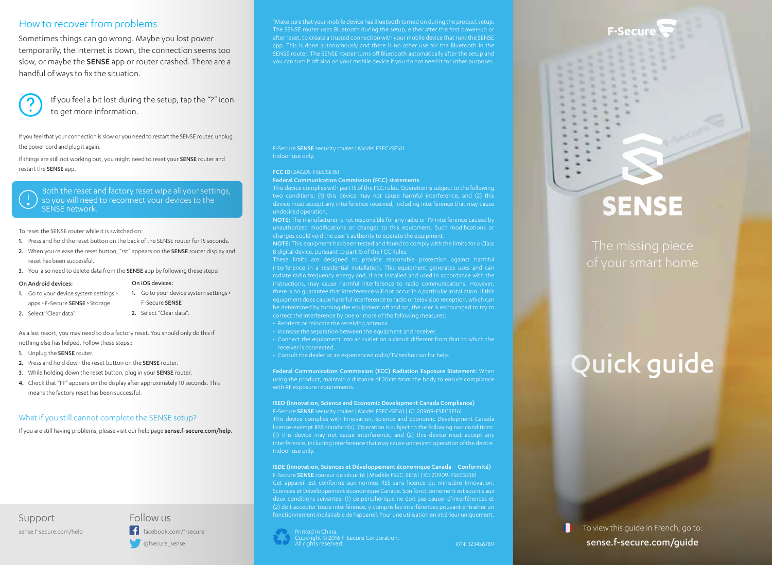## How to recover from problems

Sometimes things can go wrong. Maybe you lost power temporarily, the Internet is down, the connection seems too slow, or maybe the **SENSE** app or router crashed. There are a handful of ways to fix the situation.

If you feel a bit lost during the setup, tap the "?" icon to get more information.

If you feel that your connection is slow or you need to restart the SENSE router, unplug the power cord and plug it again.

If things are still not working out, you might need to reset your **SENSE** router and restart the **SENSE** app.

Both the reset and factory reset wipe all your settings, so you will need to reconnect your devices to the SENSE network.

To reset the SENSE router while it is switched on:

1. Press and hold the reset button on the back of the SENSE router for 15 seconds.
2. When you release the reset button, "rst" appears on the **SENSE** router display and reset has been successful.
3. You also need to delete data from the **SENSE** app by following these steps:

On Android devices:

1. Go to your device system settings > apps > F-Secure **SENSE** > Storage
2. Select "Clear data".

On iOS devices:

1. Go to your device system settings > F-Secure **SENSE**
2. Select "Clear data".

As a last resort, you may need to do a factory reset. You should only do this if nothing else has helped. Follow these steps::

1. Unplug the **SENSE** router.
2. Press and hold down the reset button on the **SENSE** router.
3. While holding down the reset button, plug in your **SENSE** router.
4. Check that "FF" appears on the display after approximately 10 seconds. This means the factory reset has been successful.

## What if you still cannot complete the SENSE setup?

If you are still having problems, please visit our help page **sense.f-secure.com/help**.

### Support

sense.f-secure.com/help

### Follow us

facebook.com/f-secure

@fsecure_sense

*Make sure that your mobile device has Bluetooth turned on during the product setup. The SENSE router uses Bluetooth during the setup, either after the first power-up or after reset, to create a trusted connection with your mobile device that runs the SENSE app. This is done autonomously and there is no other use for the Bluetooth in the SENSE router. The SENSE router turns off Bluetooth automatically after the setup and you can turn it off also on your mobile device if you do not need it for other purposes.

F-Secure **SENSE** security router | Model FSEC-SE161
Indoor use only.

**FCC ID:** 2AGDS-FSECSE161

**Federal Communication Commission (FCC) statements**

This device complies with part 15 of the FCC rules. Operation is subject to the following two conditions: (1) this device may not cause harmful interference, and (2) this device must accept any interference received, including interference that may cause undesired operation.

**NOTE:** The manufacturer is not responsible for any radio or TV interference caused by unauthorized modifications or changes to this equipment. Such modifications or changes could void the user's authority to operate the equipment.

**NOTE:** This equipment has been tested and found to comply with the limits for a Class B digital device, pursuant to part 15 of the FCC Rules.

These limits are designed to provide reasonable protection against harmful interference in a residential installation. This equipment generates uses and can radiate radio frequency energy and, if not installed and used in accordance with the instructions, may cause harmful interference to radio communications. However, there is no guarantee that interference will not occur in a particular installation. If this equipment does cause harmful interference to radio or television reception, which can be determined by turning the equipment off and on, the user is encouraged to try to correct the interference by one or more of the following measures:

- Reorient or relocate the receiving antenna.
- Increase the separation between the equipment and receiver.
- Connect the equipment into an outlet on a circuit different from that to which the receiver is connected.
- Consult the dealer or an experienced radio/TV technician for help.

**Federal Communication Commission (FCC) Radiation Exposure Statement:** When using the product, maintain a distance of 20cm from the body to ensure compliance with RF exposure requirements.

**ISED (Innovation, Science and Economic Development Canada Compliance)**

F-Secure **SENSE** security router | Model FSEC-SE161 | IC: 20909-FSECSE161

This device complies with Innovation, Science and Economic Development Canada license-exempt RSS standard(s). Operation is subject to the following two conditions: (1) this device may not cause interference, and (2) this device must accept any interference, including interference that may cause undesired operation of the device. Indoor use only.

**ISDE (Innovation, Sciences et Développement économique Canada – Conformité)**

F-Secure **SENSE** routeur de sécurité | Modèle FSEC-SE161 | IC: 20909-FSECSE161

Cet appareil est conforme aux normes RSS sans licence du ministère Innovation, Sciences et Développement économique Canada. Son fonctionnement est soumis aux deux conditions suivantes: (1) ce périphérique ne doit pas causer d'interférences et (2) doit accepter toute interférence, y compris les interférences pouvant entraîner un fonctionnement indésirable de l'appareil. Pour une utilisation en intérieur uniquement.

Printed in China.
Copyright © 2016 F-Secure Corporation.
All rights reserved.

P/N: 123456789

F-Secure

# SENSE

The missing piece of your smart home

# Quick guide

To view this guide in French, go to:
**sense.f-secure.com/guide**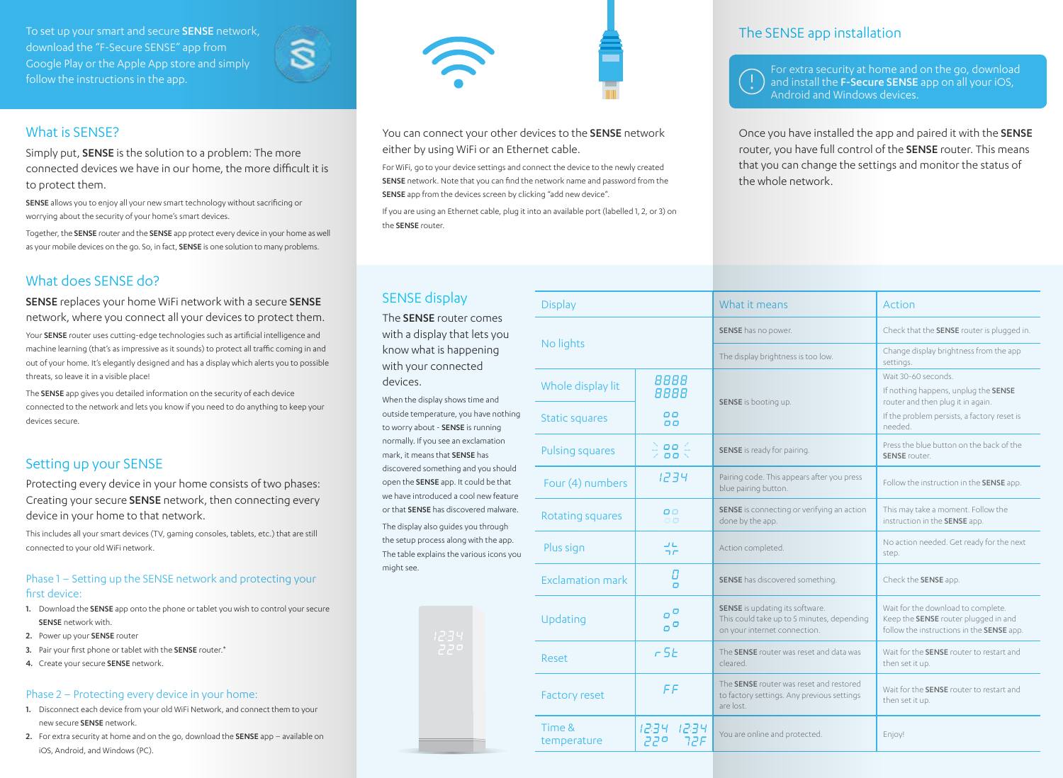To set up your smart and secure **SENSE** network, download the "F-Secure SENSE" app from Google Play or the Apple App store and simply follow the instructions in the app.

## What is SENSE?

Simply put, **SENSE** is the solution to a problem: The more connected devices we have in our home, the more difficult it is to protect them.

**SENSE** allows you to enjoy all your new smart technology without sacrificing or worrying about the security of your home's smart devices.

Together, the **SENSE** router and the **SENSE** app protect every device in your home as well as your mobile devices on the go. So, in fact, **SENSE** is one solution to many problems.

## What does SENSE do?

**SENSE** replaces your home WiFi network with a secure **SENSE** network, where you connect all your devices to protect them.

Your **SENSE** router uses cutting-edge technologies such as artificial intelligence and machine learning (that's as impressive as it sounds) to protect all traffic coming in and out of your home. It's elegantly designed and has a display which alerts you to possible threats, so leave it in a visible place!

The **SENSE** app gives you detailed information on the security of each device connected to the network and lets you know if you need to do anything to keep your devices secure.

## Setting up your SENSE

Protecting every device in your home consists of two phases: Creating your secure **SENSE** network, then connecting every device in your home to that network.

This includes all your smart devices (TV, gaming consoles, tablets, etc.) that are still connected to your old WiFi network.

### Phase 1 – Setting up the SENSE network and protecting your first device:

1. Download the **SENSE** app onto the phone or tablet you wish to control your secure **SENSE** network with.
2. Power up your **SENSE** router
3. Pair your first phone or tablet with the **SENSE** router.*
4. Create your secure **SENSE** network.

### Phase 2 – Protecting every device in your home:

1. Disconnect each device from your old WiFi Network, and connect them to your new secure **SENSE** network.
2. For extra security at home and on the go, download the **SENSE** app – available on iOS, Android, and Windows (PC).

You can connect your other devices to the **SENSE** network either by using WiFi or an Ethernet cable.

For WiFi, go to your device settings and connect the device to the newly created **SENSE** network. Note that you can find the network name and password from the **SENSE** app from the devices screen by clicking "add new device".

If you are using an Ethernet cable, plug it into an available port (labelled 1, 2, or 3) on the **SENSE** router.

## The SENSE app installation

For extra security at home and on the go, download and install the **F-Secure SENSE** app on all your iOS, Android and Windows devices.

Once you have installed the app and paired it with the **SENSE** router, you have full control of the **SENSE** router. This means that you can change the settings and monitor the status of the whole network.

## SENSE display

The **SENSE** router comes with a display that lets you know what is happening with your connected devices.

When the display shows time and outside temperature, you have nothing to worry about - **SENSE** is running normally. If you see an exclamation mark, it means that **SENSE** has discovered something and you should open the **SENSE** app. It could be that we have introduced a cool new feature or that **SENSE** has discovered malware.

The display also guides you through the setup process along with the app. The table explains the various icons you might see.

| Display | | What it means | Action |
|---|---|---|---|
| No lights | | **SENSE** has no power. | Check that the **SENSE** router is plugged in. |
| | | The display brightness is too low. | Change display brightness from the app settings. |
| Whole display lit | 8888 8888 | **SENSE** is booting up. | Wait 30-60 seconds. If nothing happens, unplug the **SENSE** router and then plug it in again. If the problem persists, a factory reset is needed. |
| Static squares | | **SENSE** is booting up. | |
| Pulsing squares | | **SENSE** is ready for pairing. | Press the blue button on the back of the **SENSE** router. |
| Four (4) numbers | 1234 | Pairing code. This appears after you press blue pairing button. | Follow the instruction in the **SENSE** app. |
| Rotating squares | | **SENSE** is connecting or verifying an action done by the app. | This may take a moment. Follow the instruction in the **SENSE** app. |
| Plus sign | | Action completed. | No action needed. Get ready for the next step. |
| Exclamation mark | | **SENSE** has discovered something. | Check the **SENSE** app. |
| Updating | | **SENSE** is updating its software. This could take up to 5 minutes, depending on your internet connection. | Wait for the download to complete. Keep the **SENSE** router plugged in and follow the instructions in the **SENSE** app. |
| Reset | rSt | The **SENSE** router was reset and data was cleared. | Wait for the **SENSE** router to restart and then set it up. |
| Factory reset | FF | The **SENSE** router was reset and restored to factory settings. Any previous settings are lost. | Wait for the **SENSE** router to restart and then set it up. |
| Time & temperature | 12:34 22° 12:34 72F | You are online and protected. | Enjoy! |